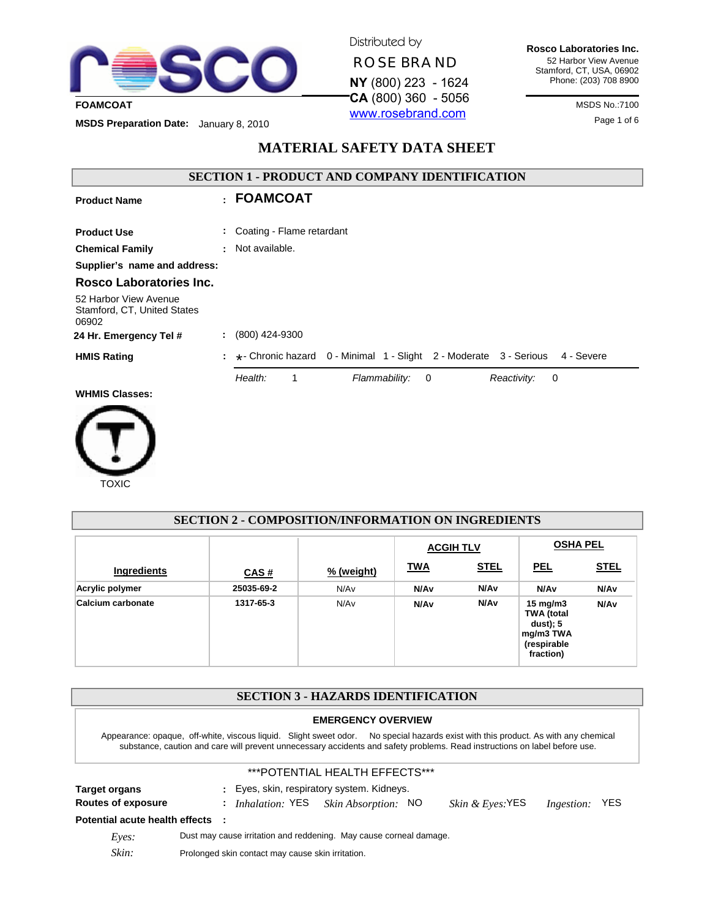rosco

FOAMCOAT

**MSDS Preparation Date:** January 8, 2010

Distributed by

ROSE BRAND

**NY** (800) 223 - 1624
**CA** (800) 360 - 5056
www.rosebrand.com

**Rosco Laboratories Inc.**
52 Harbor View Avenue
Stamford, CT, USA, 06902
Phone: (203) 708 8900

MSDS No.:7100

# MATERIAL SAFETY DATA SHEET

## SECTION 1 - PRODUCT AND COMPANY IDENTIFICATION

**Product Name** : **FOAMCOAT**

**Product Use** : Coating - Flame retardant

**Chemical Family** : Not available.

**Supplier's name and address:**

**Rosco Laboratories Inc.**

52 Harbor View Avenue
Stamford, CT, United States
06902

**24 Hr. Emergency Tel #** : (800) 424-9300

**HMIS Rating** : * - Chronic hazard 0 - Minimal 1 - Slight 2 - Moderate 3 - Serious 4 - Severe

*Health:* 1 *Flammability:* 0 *Reactivity:* 0

**WHMIS Classes:**

TOXIC

## SECTION 2 - COMPOSITION/INFORMATION ON INGREDIENTS

| Ingredients | CAS # | % (weight) | ACGIH TLV | | OSHA PEL | |
|---|---|---|---|---|---|---|
| | | | TWA | STEL | PEL | STEL |
| Acrylic polymer | 25035-69-2 | N/Av | N/Av | N/Av | N/Av | N/Av |
| Calcium carbonate | 1317-65-3 | N/Av | N/Av | N/Av | 15 mg/m3 TWA (total dust); 5 mg/m3 TWA (respirable fraction) | N/Av |

## SECTION 3 - HAZARDS IDENTIFICATION

**EMERGENCY OVERVIEW**

Appearance: opaque, off-white, viscous liquid. Slight sweet odor. No special hazards exist with this product. As with any chemical substance, caution and care will prevent unnecessary accidents and safety problems. Read instructions on label before use.

\*\*\*POTENTIAL HEALTH EFFECTS\*\*\*

**Target organs** : Eyes, skin, respiratory system. Kidneys.

**Routes of exposure** : *Inhalation:* YES *Skin Absorption:* NO *Skin & Eyes:* YES *Ingestion:* YES

**Potential acute health effects** :

*Eyes:* Dust may cause irritation and reddening. May cause corneal damage.

*Skin:* Prolonged skin contact may cause skin irritation.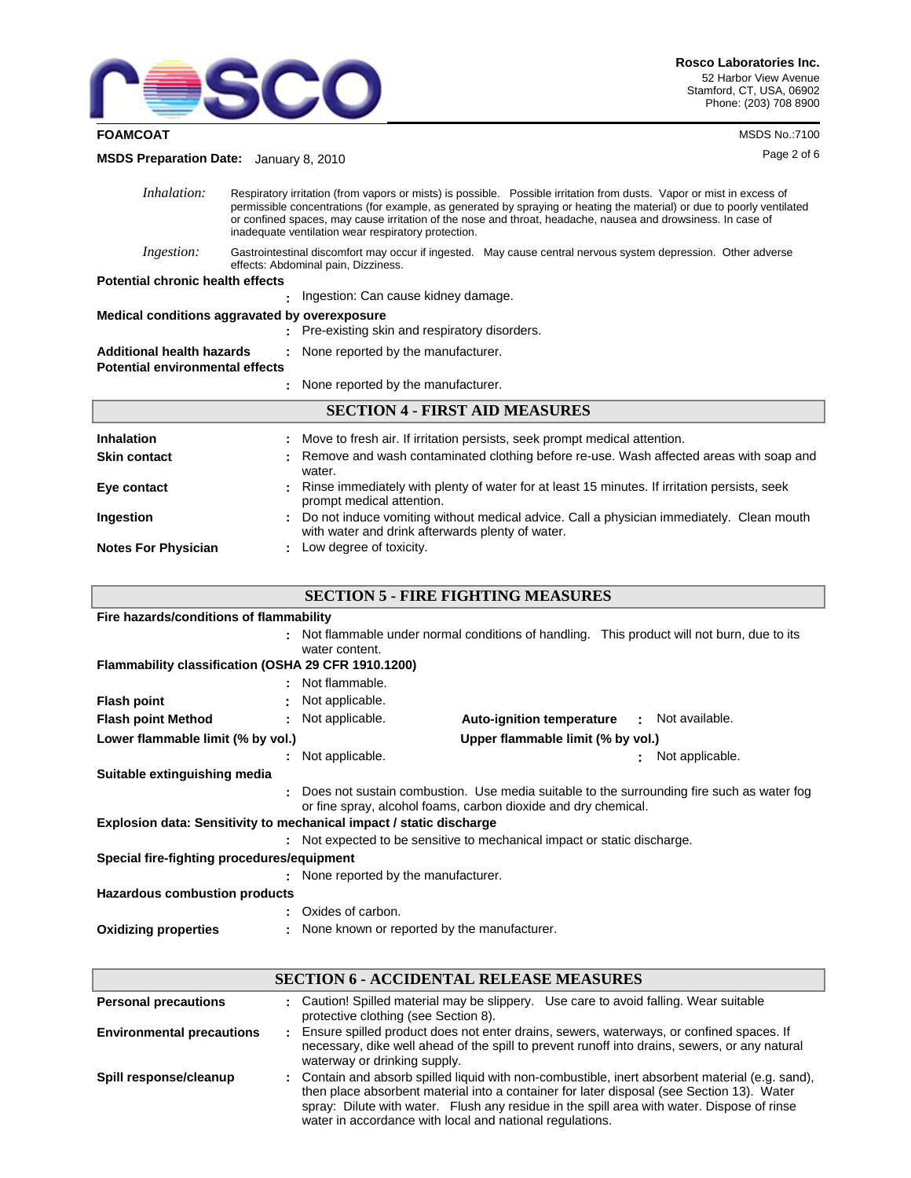*Inhalation:* Respiratory irritation (from vapors or mists) is possible. Possible irritation from dusts. Vapor or mist in excess of permissible concentrations (for example, as generated by spraying or heating the material) or due to poorly ventilated or confined spaces, may cause irritation of the nose and throat, headache, nausea and drowsiness. In case of inadequate ventilation wear respiratory protection.

*Ingestion:* Gastrointestinal discomfort may occur if ingested. May cause central nervous system depression. Other adverse effects: Abdominal pain, Dizziness.

**Potential chronic health effects**
: Ingestion: Can cause kidney damage.

**Medical conditions aggravated by overexposure**
: Pre-existing skin and respiratory disorders.

**Additional health hazards** : None reported by the manufacturer.

**Potential environmental effects**
: None reported by the manufacturer.

## SECTION 4 - FIRST AID MEASURES

**Inhalation** : Move to fresh air. If irritation persists, seek prompt medical attention.

**Skin contact** : Remove and wash contaminated clothing before re-use. Wash affected areas with soap and water.

**Eye contact** : Rinse immediately with plenty of water for at least 15 minutes. If irritation persists, seek prompt medical attention.

**Ingestion** : Do not induce vomiting without medical advice. Call a physician immediately. Clean mouth with water and drink afterwards plenty of water.

**Notes For Physician** : Low degree of toxicity.

## SECTION 5 - FIRE FIGHTING MEASURES

**Fire hazards/conditions of flammability**
: Not flammable under normal conditions of handling. This product will not burn, due to its water content.

**Flammability classification (OSHA 29 CFR 1910.1200)**
: Not flammable.

**Flash point** : Not applicable.

**Flash point Method** : Not applicable.

**Auto-ignition temperature** : Not available.

**Lower flammable limit (% by vol.)**
: Not applicable.

**Upper flammable limit (% by vol.)**
: Not applicable.

**Suitable extinguishing media**
: Does not sustain combustion. Use media suitable to the surrounding fire such as water fog or fine spray, alcohol foams, carbon dioxide and dry chemical.

**Explosion data: Sensitivity to mechanical impact / static discharge**
: Not expected to be sensitive to mechanical impact or static discharge.

**Special fire-fighting procedures/equipment**
: None reported by the manufacturer.

**Hazardous combustion products**
: Oxides of carbon.

**Oxidizing properties** : None known or reported by the manufacturer.

## SECTION 6 - ACCIDENTAL RELEASE MEASURES

**Personal precautions** : Caution! Spilled material may be slippery. Use care to avoid falling. Wear suitable protective clothing (see Section 8).

**Environmental precautions** : Ensure spilled product does not enter drains, sewers, waterways, or confined spaces. If necessary, dike well ahead of the spill to prevent runoff into drains, sewers, or any natural waterway or drinking supply.

**Spill response/cleanup** : Contain and absorb spilled liquid with non-combustible, inert absorbent material (e.g. sand), then place absorbent material into a container for later disposal (see Section 13). Water spray: Dilute with water. Flush any residue in the spill area with water. Dispose of rinse water in accordance with local and national regulations.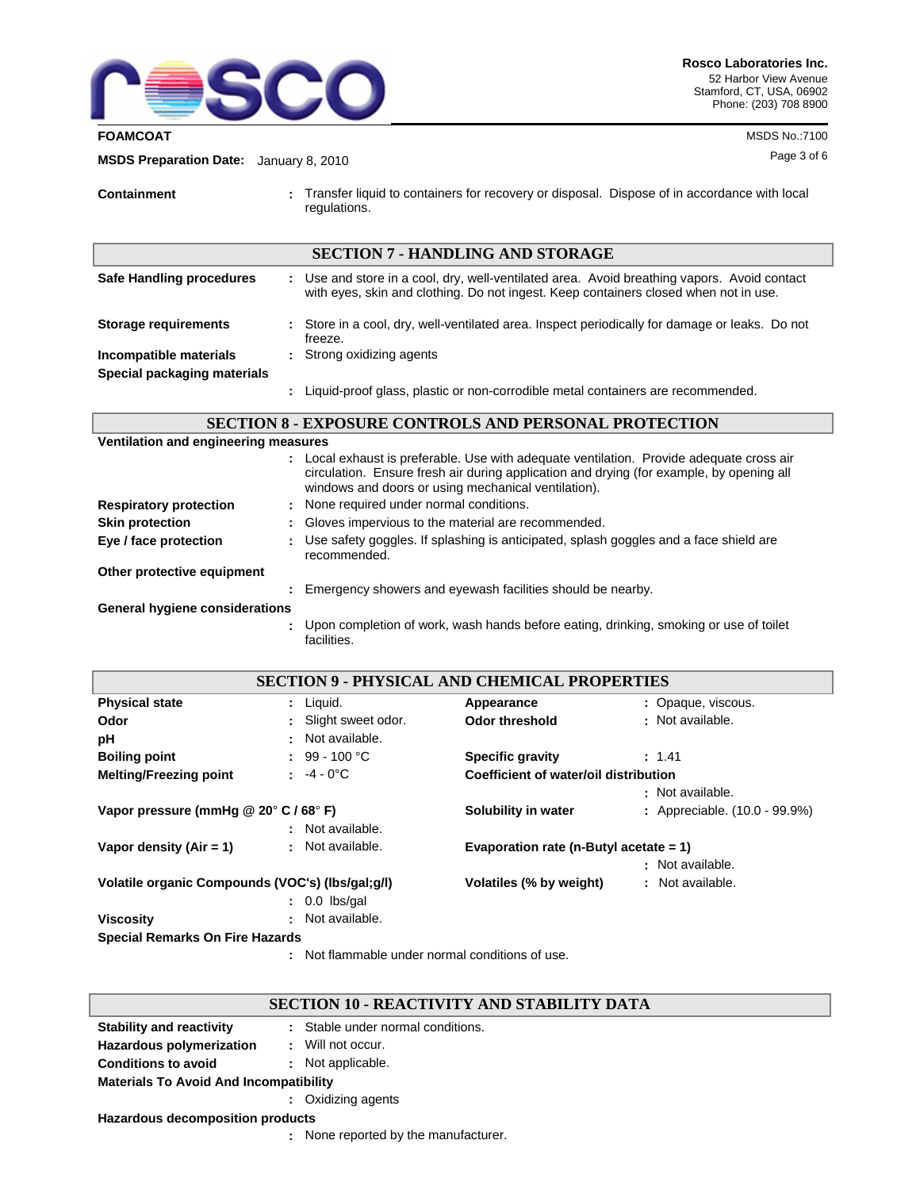**Containment** : Transfer liquid to containers for recovery or disposal. Dispose of in accordance with local regulations.

## SECTION 7 - HANDLING AND STORAGE

**Safe Handling procedures** : Use and store in a cool, dry, well-ventilated area. Avoid breathing vapors. Avoid contact with eyes, skin and clothing. Do not ingest. Keep containers closed when not in use.

**Storage requirements** : Store in a cool, dry, well-ventilated area. Inspect periodically for damage or leaks. Do not freeze.

**Incompatible materials** : Strong oxidizing agents

**Special packaging materials** : Liquid-proof glass, plastic or non-corrodible metal containers are recommended.

## SECTION 8 - EXPOSURE CONTROLS AND PERSONAL PROTECTION

**Ventilation and engineering measures** : Local exhaust is preferable. Use with adequate ventilation. Provide adequate cross air circulation. Ensure fresh air during application and drying (for example, by opening all windows and doors or using mechanical ventilation).

**Respiratory protection** : None required under normal conditions.

**Skin protection** : Gloves impervious to the material are recommended.

**Eye / face protection** : Use safety goggles. If splashing is anticipated, splash goggles and a face shield are recommended.

**Other protective equipment** : Emergency showers and eyewash facilities should be nearby.

**General hygiene considerations** : Upon completion of work, wash hands before eating, drinking, smoking or use of toilet facilities.

## SECTION 9 - PHYSICAL AND CHEMICAL PROPERTIES

**Physical state** : Liquid.

**Appearance** : Opaque, viscous.

**Odor** : Slight sweet odor.

**Odor threshold** : Not available.

**pH** : Not available.

**Boiling point** : 99 - 100 °C

**Specific gravity** : 1.41

**Melting/Freezing point** : -4 - 0°C

**Coefficient of water/oil distribution** : Not available.

**Vapor pressure (mmHg @ 20° C / 68° F)** : Not available.

**Solubility in water** : Appreciable. (10.0 - 99.9%)

**Vapor density (Air = 1)** : Not available.

**Evaporation rate (n-Butyl acetate = 1)** : Not available.

**Volatile organic Compounds (VOC's) (lbs/gal;g/l)** : 0.0 lbs/gal

**Volatiles (% by weight)** : Not available.

**Viscosity** : Not available.

**Special Remarks On Fire Hazards** : Not flammable under normal conditions of use.

## SECTION 10 - REACTIVITY AND STABILITY DATA

**Stability and reactivity** : Stable under normal conditions.

**Hazardous polymerization** : Will not occur.

**Conditions to avoid** : Not applicable.

**Materials To Avoid And Incompatibility** : Oxidizing agents

**Hazardous decomposition products** : None reported by the manufacturer.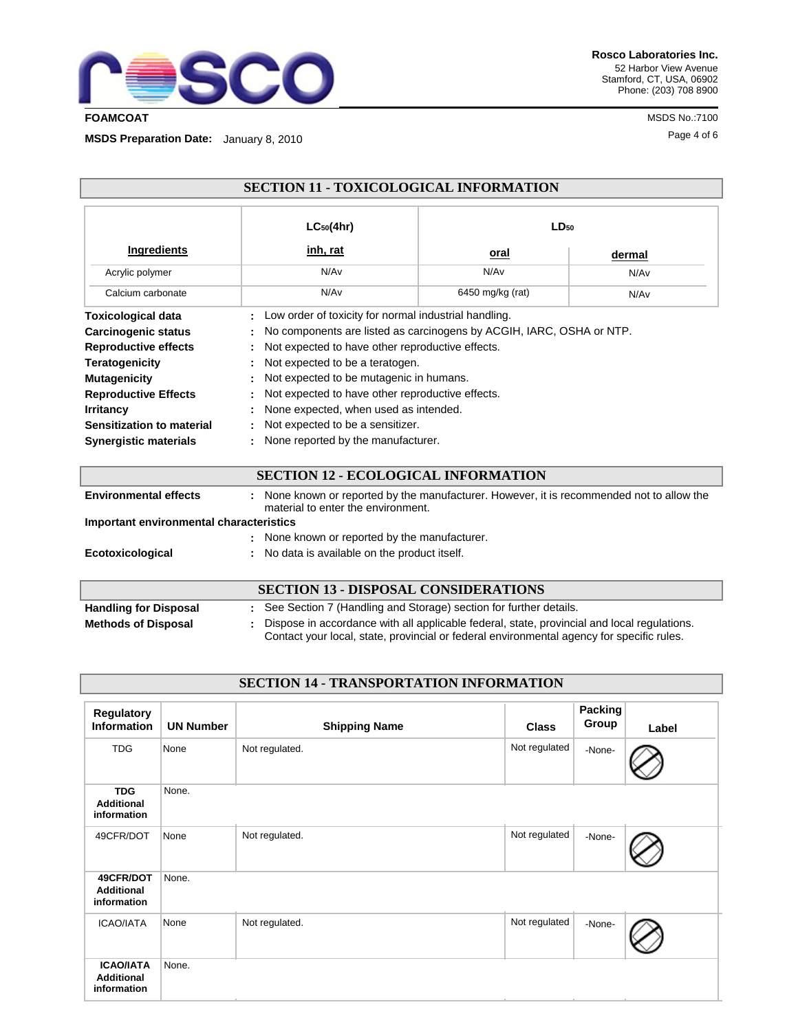## SECTION 11 - TOXICOLOGICAL INFORMATION

| Ingredients | $LC_{50}$(4hr) inh, rat | $LD_{50}$ oral | $LD_{50}$ dermal |
|---|---|---|---|
| Acrylic polymer | N/Av | N/Av | N/Av |
| Calcium carbonate | N/Av | 6450 mg/kg (rat) | N/Av |

**Toxicological data** : Low order of toxicity for normal industrial handling.
**Carcinogenic status** : No components are listed as carcinogens by ACGIH, IARC, OSHA or NTP.
**Reproductive effects** : Not expected to have other reproductive effects.
**Teratogenicity** : Not expected to be a teratogen.
**Mutagenicity** : Not expected to be mutagenic in humans.
**Reproductive Effects** : Not expected to have other reproductive effects.
**Irritancy** : None expected, when used as intended.
**Sensitization to material** : Not expected to be a sensitizer.
**Synergistic materials** : None reported by the manufacturer.

## SECTION 12 - ECOLOGICAL INFORMATION

**Environmental effects** : None known or reported by the manufacturer. However, it is recommended not to allow the material to enter the environment.

**Important environmental characteristics**
: None known or reported by the manufacturer.

**Ecotoxicological** : No data is available on the product itself.

## SECTION 13 - DISPOSAL CONSIDERATIONS

**Handling for Disposal** : See Section 7 (Handling and Storage) section for further details.
**Methods of Disposal** : Dispose in accordance with all applicable federal, state, provincial and local regulations. Contact your local, state, provincial or federal environmental agency for specific rules.

## SECTION 14 - TRANSPORTATION INFORMATION

| Regulatory Information | UN Number | Shipping Name | Class | Packing Group | Label |
|---|---|---|---|---|---|
| TDG | None | Not regulated. | Not regulated | -None- | |
| **TDG Additional information** | None. | | | | |
| 49CFR/DOT | None | Not regulated. | Not regulated | -None- | |
| **49CFR/DOT Additional information** | None. | | | | |
| ICAO/IATA | None | Not regulated. | Not regulated | -None- | |
| **ICAO/IATA Additional information** | None. | | | | |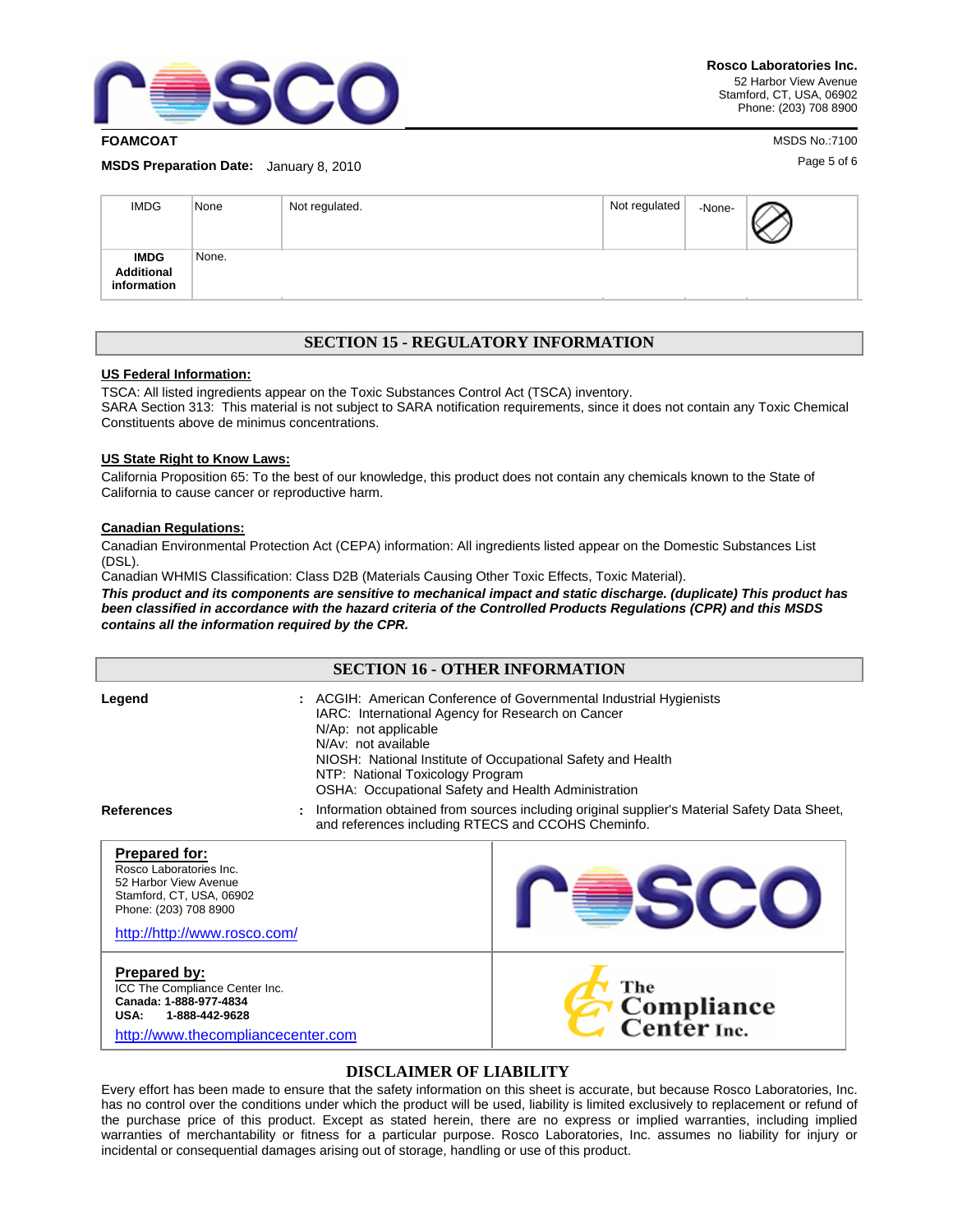| IMDG | None | Not regulated. | Not regulated | -None- | |
|---|---|---|---|---|---|
| **IMDG Additional information** | None. | | | | |

## SECTION 15 - REGULATORY INFORMATION

**US Federal Information:**

TSCA: All listed ingredients appear on the Toxic Substances Control Act (TSCA) inventory.
SARA Section 313: This material is not subject to SARA notification requirements, since it does not contain any Toxic Chemical Constituents above de minimus concentrations.

**US State Right to Know Laws:**

California Proposition 65: To the best of our knowledge, this product does not contain any chemicals known to the State of California to cause cancer or reproductive harm.

**Canadian Regulations:**

Canadian Environmental Protection Act (CEPA) information: All ingredients listed appear on the Domestic Substances List (DSL).
Canadian WHMIS Classification: Class D2B (Materials Causing Other Toxic Effects, Toxic Material).
***This product and its components are sensitive to mechanical impact and static discharge. (duplicate) This product has been classified in accordance with the hazard criteria of the Controlled Products Regulations (CPR) and this MSDS contains all the information required by the CPR.***

## SECTION 16 - OTHER INFORMATION

**Legend** : ACGIH: American Conference of Governmental Industrial Hygienists
IARC: International Agency for Research on Cancer
N/Ap: not applicable
N/Av: not available
NIOSH: National Institute of Occupational Safety and Health
NTP: National Toxicology Program
OSHA: Occupational Safety and Health Administration

**References** : Information obtained from sources including original supplier's Material Safety Data Sheet, and references including RTECS and CCOHS Cheminfo.

| **Prepared for:** Rosco Laboratories Inc. 52 Harbor View Avenue Stamford, CT, USA, 06902 Phone: (203) 708 8900 http://http://www.rosco.com/ | rosco |
|---|---|
| **Prepared by:** ICC The Compliance Center Inc. **Canada: 1-888-977-4834** **USA: 1-888-442-9628** http://www.thecompliancecenter.com | The Compliance Center Inc. |

## DISCLAIMER OF LIABILITY

Every effort has been made to ensure that the safety information on this sheet is accurate, but because Rosco Laboratories, Inc. has no control over the conditions under which the product will be used, liability is limited exclusively to replacement or refund of the purchase price of this product. Except as stated herein, there are no express or implied warranties, including implied warranties of merchantability or fitness for a particular purpose. Rosco Laboratories, Inc. assumes no liability for injury or incidental or consequential damages arising out of storage, handling or use of this product.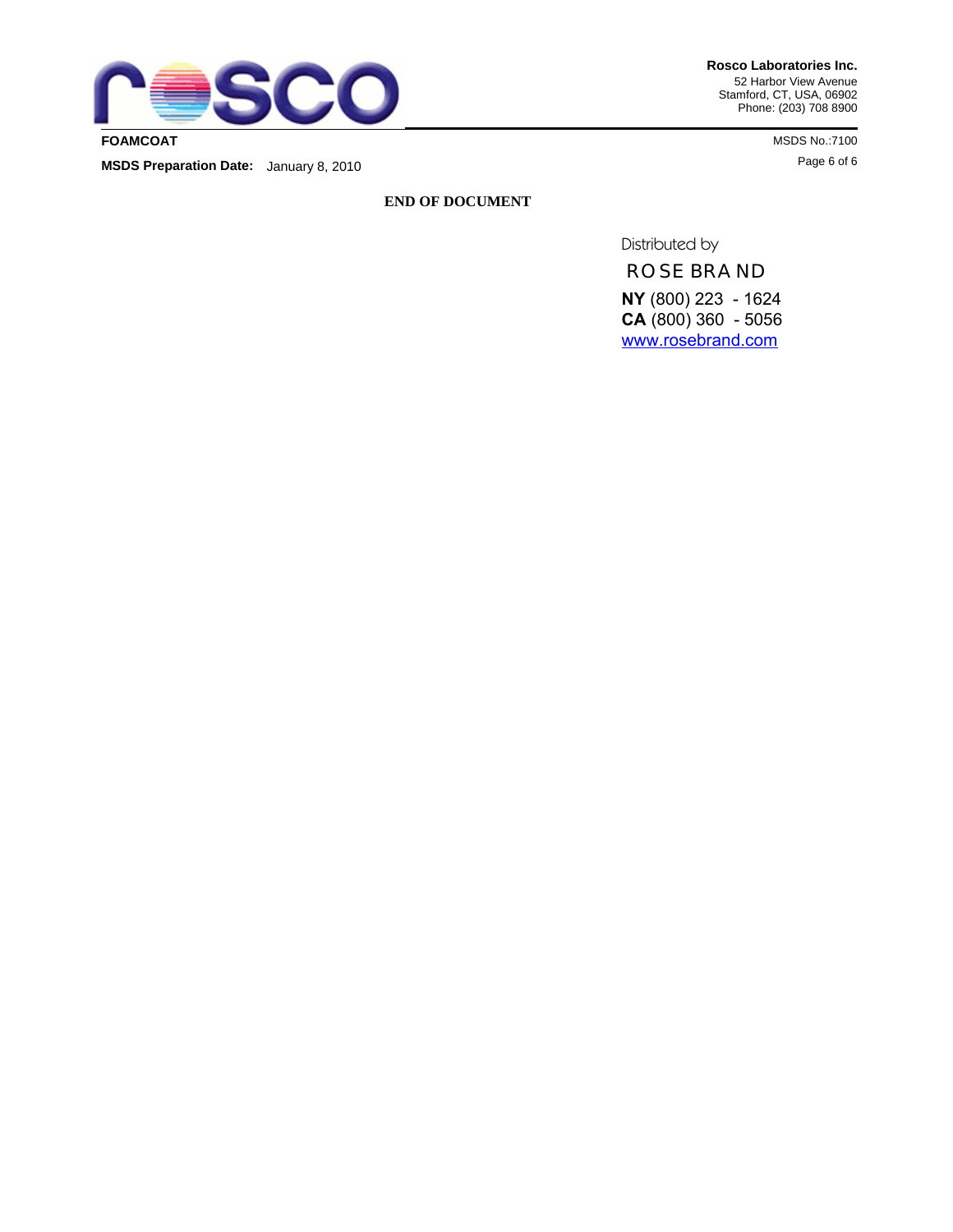**END OF DOCUMENT**

Distributed by

ROSE BRAND

**NY** (800) 223 - 1624
**CA** (800) 360 - 5056
www.rosebrand.com